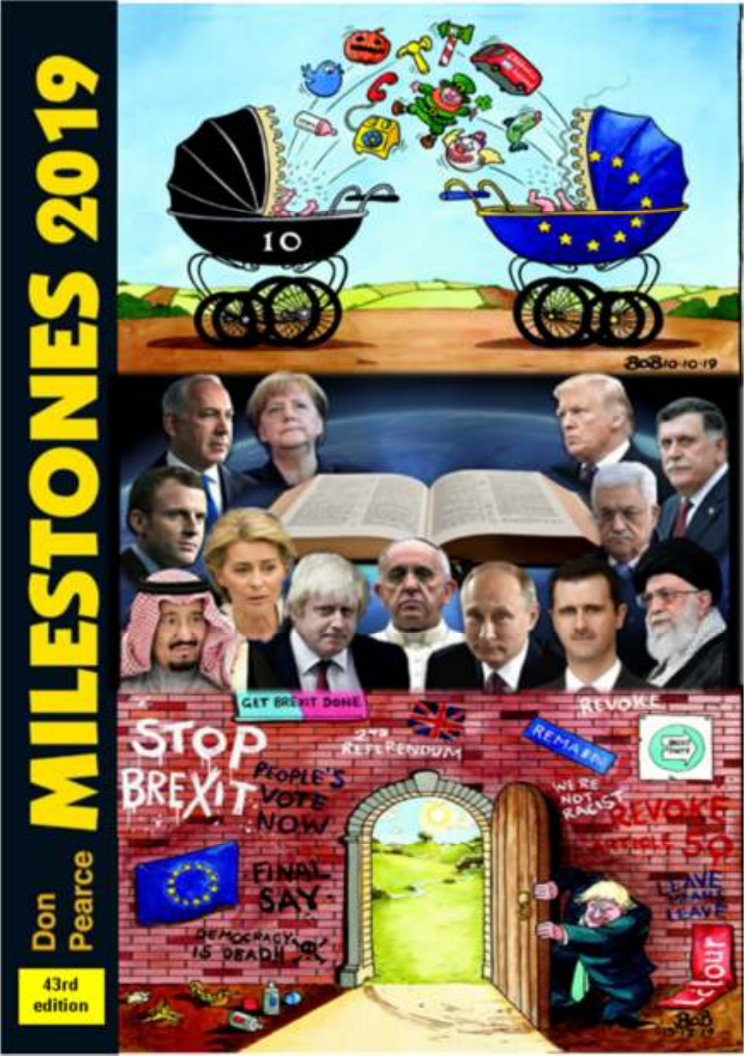# MILESTONES 2019

Don Pearce

43rd edition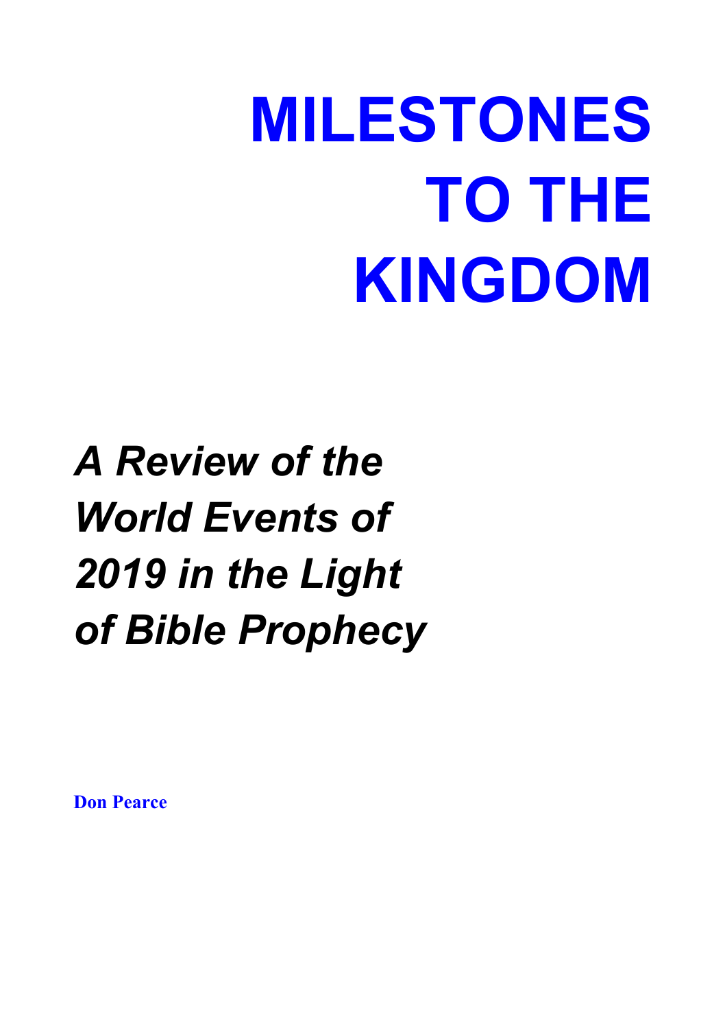# MILESTONES TO THE KINGDOM

## *A Review of the World Events of 2019 in the Light of Bible Prophecy*

**Don Pearce**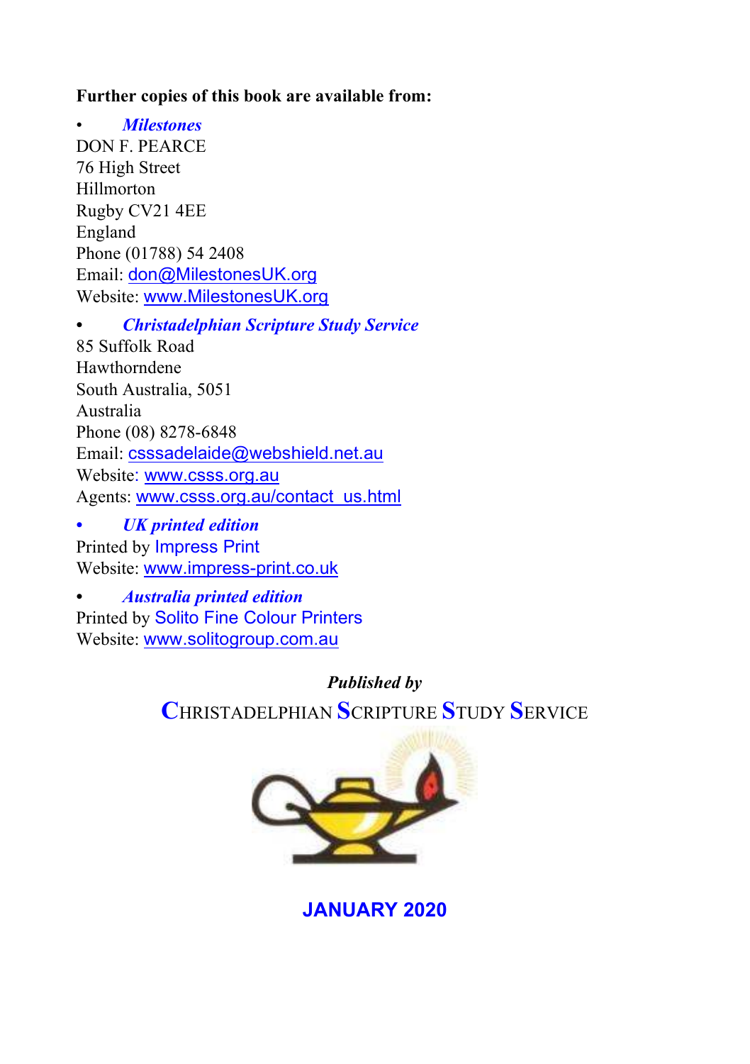**Further copies of this book are available from:**

- ***Milestones***

DON F. PEARCE
76 High Street
Hillmorton
Rugby CV21 4EE
England
Phone (01788) 54 2408
Email: don@MilestonesUK.org
Website: www.MilestonesUK.org

- ***Christadelphian Scripture Study Service***

85 Suffolk Road
Hawthorndene
South Australia, 5051
Australia
Phone (08) 8278-6848
Email: csssadelaide@webshield.net.au
Website: www.csss.org.au
Agents: www.csss.org.au/contact_us.html

- ***UK printed edition***

Printed by Impress Print
Website: www.impress-print.co.uk

- ***Australia printed edition***

Printed by Solito Fine Colour Printers
Website: www.solitogroup.com.au

***Published by***

CHRISTADELPHIAN SCRIPTURE STUDY SERVICE

**JANUARY 2020**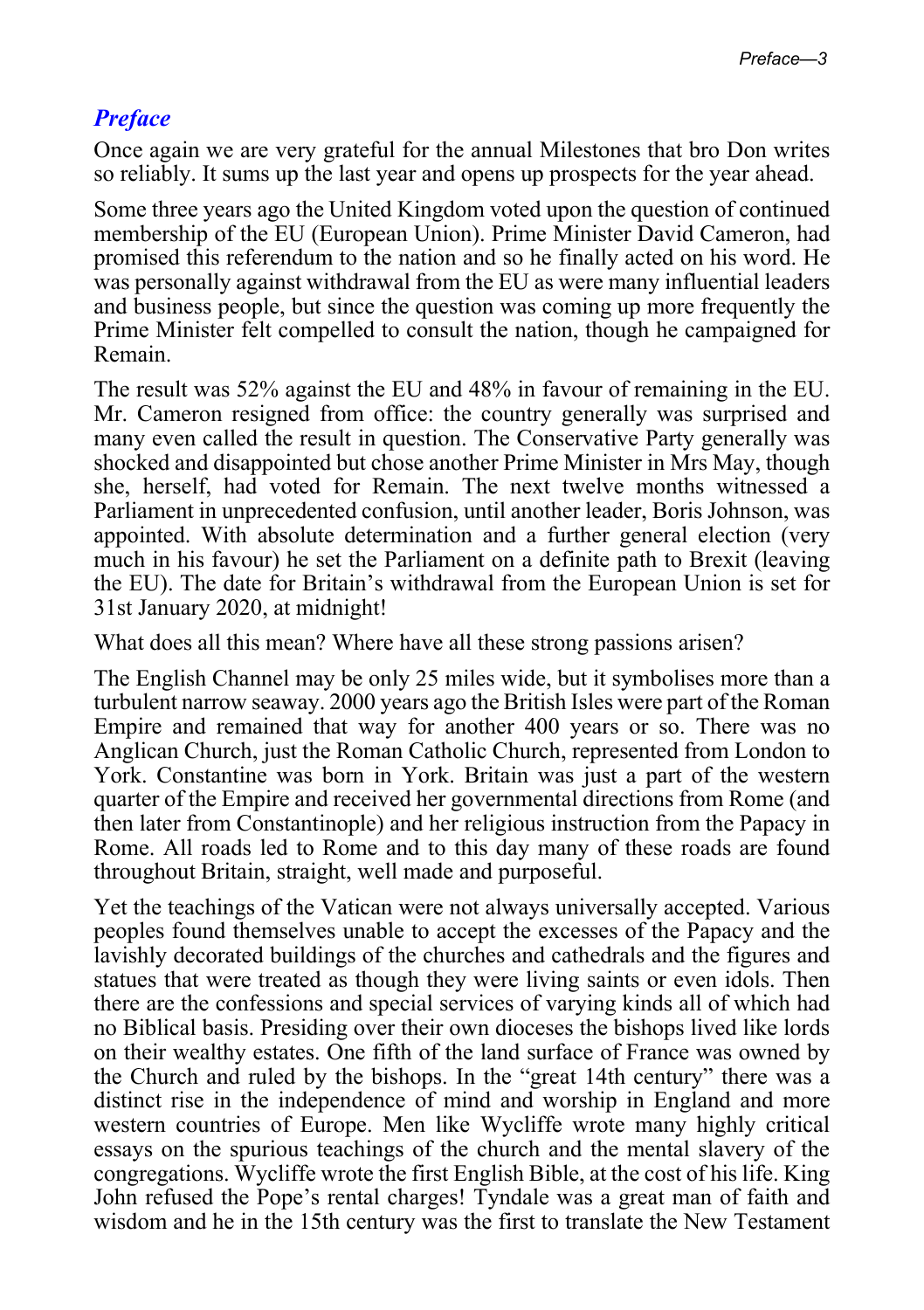## *Preface*

Once again we are very grateful for the annual Milestones that bro Don writes so reliably. It sums up the last year and opens up prospects for the year ahead.

Some three years ago the United Kingdom voted upon the question of continued membership of the EU (European Union). Prime Minister David Cameron, had promised this referendum to the nation and so he finally acted on his word. He was personally against withdrawal from the EU as were many influential leaders and business people, but since the question was coming up more frequently the Prime Minister felt compelled to consult the nation, though he campaigned for Remain.

The result was 52% against the EU and 48% in favour of remaining in the EU. Mr. Cameron resigned from office: the country generally was surprised and many even called the result in question. The Conservative Party generally was shocked and disappointed but chose another Prime Minister in Mrs May, though she, herself, had voted for Remain. The next twelve months witnessed a Parliament in unprecedented confusion, until another leader, Boris Johnson, was appointed. With absolute determination and a further general election (very much in his favour) he set the Parliament on a definite path to Brexit (leaving the EU). The date for Britain's withdrawal from the European Union is set for 31st January 2020, at midnight!

What does all this mean? Where have all these strong passions arisen?

The English Channel may be only 25 miles wide, but it symbolises more than a turbulent narrow seaway. 2000 years ago the British Isles were part of the Roman Empire and remained that way for another 400 years or so. There was no Anglican Church, just the Roman Catholic Church, represented from London to York. Constantine was born in York. Britain was just a part of the western quarter of the Empire and received her governmental directions from Rome (and then later from Constantinople) and her religious instruction from the Papacy in Rome. All roads led to Rome and to this day many of these roads are found throughout Britain, straight, well made and purposeful.

Yet the teachings of the Vatican were not always universally accepted. Various peoples found themselves unable to accept the excesses of the Papacy and the lavishly decorated buildings of the churches and cathedrals and the figures and statues that were treated as though they were living saints or even idols. Then there are the confessions and special services of varying kinds all of which had no Biblical basis. Presiding over their own dioceses the bishops lived like lords on their wealthy estates. One fifth of the land surface of France was owned by the Church and ruled by the bishops. In the "great 14th century" there was a distinct rise in the independence of mind and worship in England and more western countries of Europe. Men like Wycliffe wrote many highly critical essays on the spurious teachings of the church and the mental slavery of the congregations. Wycliffe wrote the first English Bible, at the cost of his life. King John refused the Pope's rental charges! Tyndale was a great man of faith and wisdom and he in the 15th century was the first to translate the New Testament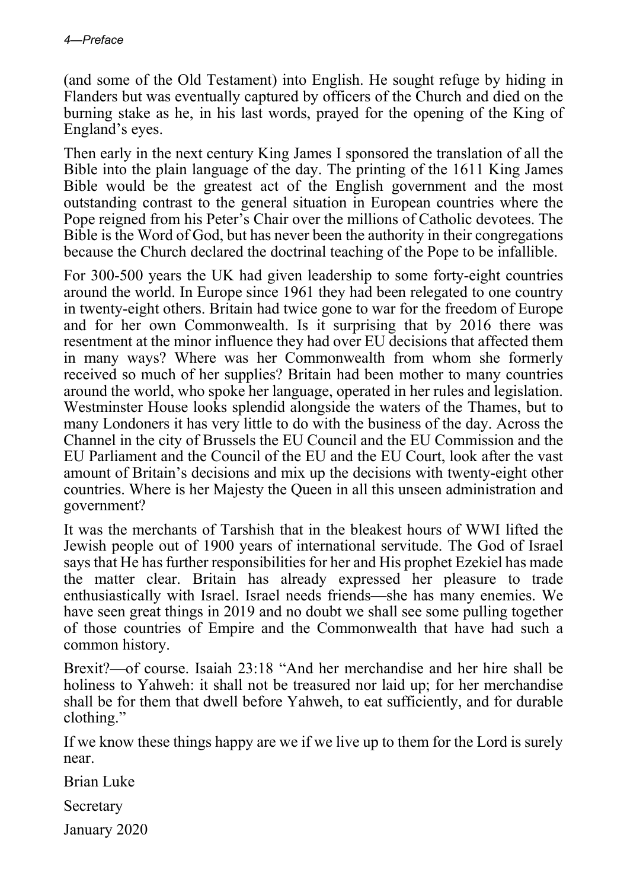(and some of the Old Testament) into English. He sought refuge by hiding in Flanders but was eventually captured by officers of the Church and died on the burning stake as he, in his last words, prayed for the opening of the King of England's eyes.

Then early in the next century King James I sponsored the translation of all the Bible into the plain language of the day. The printing of the 1611 King James Bible would be the greatest act of the English government and the most outstanding contrast to the general situation in European countries where the Pope reigned from his Peter's Chair over the millions of Catholic devotees. The Bible is the Word of God, but has never been the authority in their congregations because the Church declared the doctrinal teaching of the Pope to be infallible.

For 300-500 years the UK had given leadership to some forty-eight countries around the world. In Europe since 1961 they had been relegated to one country in twenty-eight others. Britain had twice gone to war for the freedom of Europe and for her own Commonwealth. Is it surprising that by 2016 there was resentment at the minor influence they had over EU decisions that affected them in many ways? Where was her Commonwealth from whom she formerly received so much of her supplies? Britain had been mother to many countries around the world, who spoke her language, operated in her rules and legislation. Westminster House looks splendid alongside the waters of the Thames, but to many Londoners it has very little to do with the business of the day. Across the Channel in the city of Brussels the EU Council and the EU Commission and the EU Parliament and the Council of the EU and the EU Court, look after the vast amount of Britain's decisions and mix up the decisions with twenty-eight other countries. Where is her Majesty the Queen in all this unseen administration and government?

It was the merchants of Tarshish that in the bleakest hours of WWI lifted the Jewish people out of 1900 years of international servitude. The God of Israel says that He has further responsibilities for her and His prophet Ezekiel has made the matter clear. Britain has already expressed her pleasure to trade enthusiastically with Israel. Israel needs friends—she has many enemies. We have seen great things in 2019 and no doubt we shall see some pulling together of those countries of Empire and the Commonwealth that have had such a common history.

Brexit?—of course. Isaiah 23:18 "And her merchandise and her hire shall be holiness to Yahweh: it shall not be treasured nor laid up; for her merchandise shall be for them that dwell before Yahweh, to eat sufficiently, and for durable clothing."

If we know these things happy are we if we live up to them for the Lord is surely near.

Brian Luke

Secretary

January 2020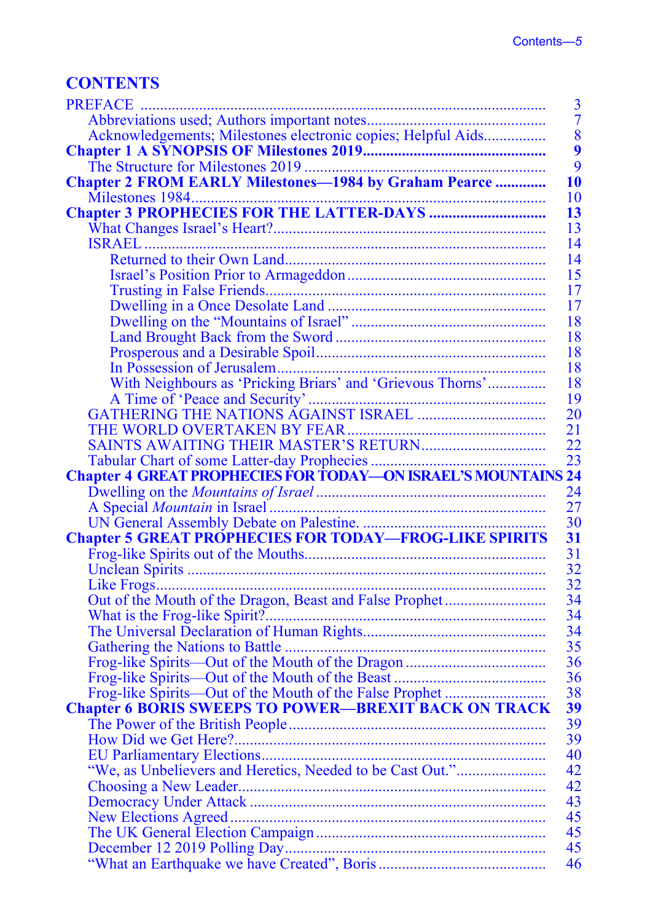# CONTENTS

| | |
|---|---|
| PREFACE | 3 |
| Abbreviations used; Authors important notes | 7 |
| Acknowledgements; Milestones electronic copies; Helpful Aids | 8 |
| **Chapter 1 A SYNOPSIS OF Milestones 2019** | **9** |
| The Structure for Milestones 2019 | 9 |
| **Chapter 2 FROM EARLY Milestones—1984 by Graham Pearce** | **10** |
| Milestones 1984 | 10 |
| **Chapter 3 PROPHECIES FOR THE LATTER-DAYS** | **13** |
| What Changes Israel’s Heart? | 13 |
| ISRAEL | 14 |
| Returned to their Own Land | 14 |
| Israel’s Position Prior to Armageddon | 15 |
| Trusting in False Friends | 17 |
| Dwelling in a Once Desolate Land | 17 |
| Dwelling on the “Mountains of Israel” | 18 |
| Land Brought Back from the Sword | 18 |
| Prosperous and a Desirable Spoil | 18 |
| In Possession of Jerusalem | 18 |
| With Neighbours as ‘Pricking Briars’ and ‘Grievous Thorns’ | 18 |
| A Time of ‘Peace and Security’ | 19 |
| GATHERING THE NATIONS AGAINST ISRAEL | 20 |
| THE WORLD OVERTAKEN BY FEAR | 21 |
| SAINTS AWAITING THEIR MASTER’S RETURN | 22 |
| Tabular Chart of some Latter-day Prophecies | 23 |
| **Chapter 4 GREAT PROPHECIES FOR TODAY—ON ISRAEL’S MOUNTAINS** | **24** |
| Dwelling on the *Mountains of Israel* | 24 |
| A Special *Mountain* in Israel | 27 |
| UN General Assembly Debate on Palestine. | 30 |
| **Chapter 5 GREAT PROPHECIES FOR TODAY—FROG-LIKE SPIRITS** | **31** |
| Frog-like Spirits out of the Mouths | 31 |
| Unclean Spirits | 32 |
| Like Frogs | 32 |
| Out of the Mouth of the Dragon, Beast and False Prophet | 34 |
| What is the Frog-like Spirit? | 34 |
| The Universal Declaration of Human Rights | 34 |
| Gathering the Nations to Battle | 35 |
| Frog-like Spirits—Out of the Mouth of the Dragon | 36 |
| Frog-like Spirits—Out of the Mouth of the Beast | 36 |
| Frog-like Spirits—Out of the Mouth of the False Prophet | 38 |
| **Chapter 6 BORIS SWEEPS TO POWER—BREXIT BACK ON TRACK** | **39** |
| The Power of the British People | 39 |
| How Did we Get Here? | 39 |
| EU Parliamentary Elections | 40 |
| “We, as Unbelievers and Heretics, Needed to be Cast Out.” | 42 |
| Choosing a New Leader | 42 |
| Democracy Under Attack | 43 |
| New Elections Agreed | 45 |
| The UK General Election Campaign | 45 |
| December 12 2019 Polling Day | 45 |
| “What an Earthquake we have Created”, Boris | 46 |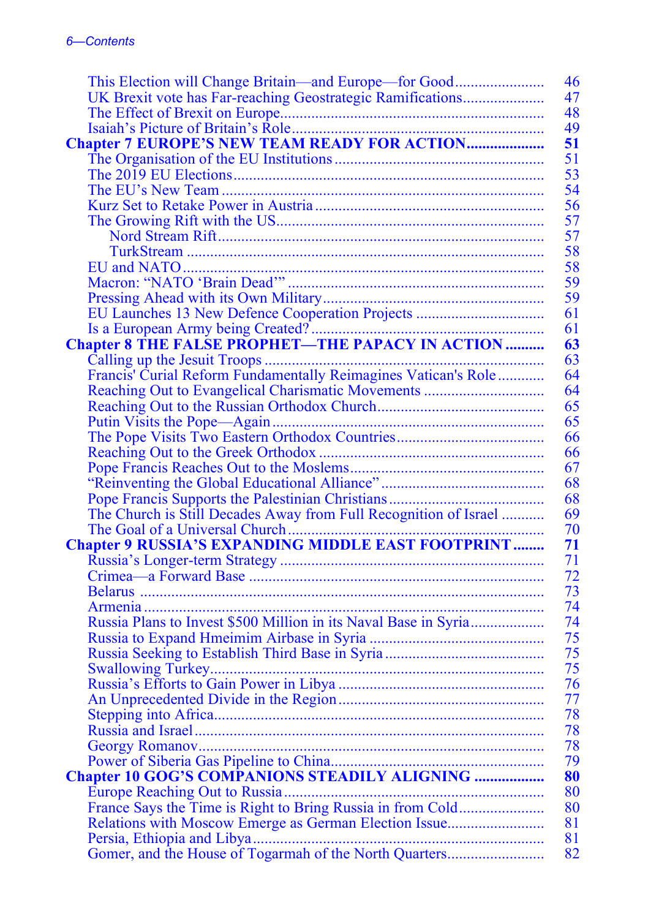| | |
|---|---|
| This Election will Change Britain—and Europe—for Good | 46 |
| UK Brexit vote has Far-reaching Geostrategic Ramifications | 47 |
| The Effect of Brexit on Europe | 48 |
| Isaiah's Picture of Britain's Role | 49 |
| **Chapter 7 EUROPE'S NEW TEAM READY FOR ACTION** | **51** |
| The Organisation of the EU Institutions | 51 |
| The 2019 EU Elections | 53 |
| The EU's New Team | 54 |
| Kurz Set to Retake Power in Austria | 56 |
| The Growing Rift with the US | 57 |
| Nord Stream Rift | 57 |
| TurkStream | 58 |
| EU and NATO | 58 |
| Macron: "NATO 'Brain Dead'" | 59 |
| Pressing Ahead with its Own Military | 59 |
| EU Launches 13 New Defence Cooperation Projects | 61 |
| Is a European Army being Created? | 61 |
| **Chapter 8 THE FALSE PROPHET—THE PAPACY IN ACTION** | **63** |
| Calling up the Jesuit Troops | 63 |
| Francis' Curial Reform Fundamentally Reimagines Vatican's Role | 64 |
| Reaching Out to Evangelical Charismatic Movements | 64 |
| Reaching Out to the Russian Orthodox Church | 65 |
| Putin Visits the Pope—Again | 65 |
| The Pope Visits Two Eastern Orthodox Countries | 66 |
| Reaching Out to the Greek Orthodox | 66 |
| Pope Francis Reaches Out to the Moslems | 67 |
| "Reinventing the Global Educational Alliance" | 68 |
| Pope Francis Supports the Palestinian Christians | 68 |
| The Church is Still Decades Away from Full Recognition of Israel | 69 |
| The Goal of a Universal Church | 70 |
| **Chapter 9 RUSSIA'S EXPANDING MIDDLE EAST FOOTPRINT** | **71** |
| Russia's Longer-term Strategy | 71 |
| Crimea—a Forward Base | 72 |
| Belarus | 73 |
| Armenia | 74 |
| Russia Plans to Invest $500 Million in its Naval Base in Syria | 74 |
| Russia to Expand Hmeimim Airbase in Syria | 75 |
| Russia Seeking to Establish Third Base in Syria | 75 |
| Swallowing Turkey | 75 |
| Russia's Efforts to Gain Power in Libya | 76 |
| An Unprecedented Divide in the Region | 77 |
| Stepping into Africa | 78 |
| Russia and Israel | 78 |
| Georgy Romanov | 78 |
| Power of Siberia Gas Pipeline to China | 79 |
| **Chapter 10 GOG'S COMPANIONS STEADILY ALIGNING** | **80** |
| Europe Reaching Out to Russia | 80 |
| France Says the Time is Right to Bring Russia in from Cold | 80 |
| Relations with Moscow Emerge as German Election Issue | 81 |
| Persia, Ethiopia and Libya | 81 |
| Gomer, and the House of Togarmah of the North Quarters | 82 |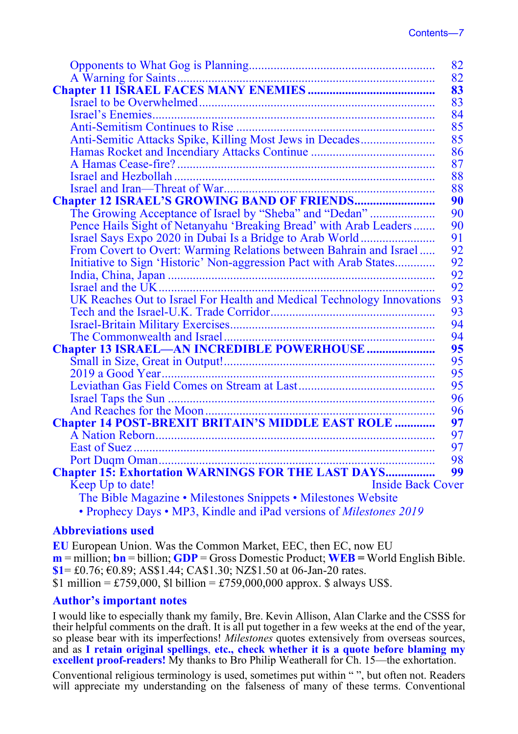| | |
|---|---|
| Opponents to What Gog is Planning | 82 |
| A Warning for Saints | 82 |
| **Chapter 11 ISRAEL FACES MANY ENEMIES** | **83** |
| Israel to be Overwhelmed | 83 |
| Israel's Enemies | 84 |
| Anti-Semitism Continues to Rise | 85 |
| Anti-Semitic Attacks Spike, Killing Most Jews in Decades | 85 |
| Hamas Rocket and Incendiary Attacks Continue | 86 |
| A Hamas Cease-fire? | 87 |
| Israel and Hezbollah | 88 |
| Israel and Iran—Threat of War | 88 |
| **Chapter 12 ISRAEL'S GROWING BAND OF FRIENDS** | **90** |
| The Growing Acceptance of Israel by "Sheba" and "Dedan" | 90 |
| Pence Hails Sight of Netanyahu 'Breaking Bread' with Arab Leaders | 90 |
| Israel Says Expo 2020 in Dubai Is a Bridge to Arab World | 91 |
| From Covert to Overt: Warming Relations between Bahrain and Israel | 92 |
| Initiative to Sign 'Historic' Non-aggression Pact with Arab States | 92 |
| India, China, Japan | 92 |
| Israel and the UK | 92 |
| UK Reaches Out to Israel For Health and Medical Technology Innovations | 93 |
| Tech and the Israel-U.K. Trade Corridor | 93 |
| Israel-Britain Military Exercises | 94 |
| The Commonwealth and Israel | 94 |
| **Chapter 13 ISRAEL—AN INCREDIBLE POWERHOUSE** | **95** |
| Small in Size, Great in Output! | 95 |
| 2019 a Good Year | 95 |
| Leviathan Gas Field Comes on Stream at Last | 95 |
| Israel Taps the Sun | 96 |
| And Reaches for the Moon | 96 |
| **Chapter 14 POST-BREXIT BRITAIN'S MIDDLE EAST ROLE** | **97** |
| A Nation Reborn | 97 |
| East of Suez | 97 |
| Port Duqm Oman | 98 |
| **Chapter 15: Exhortation WARNINGS FOR THE LAST DAYS** | **99** |
| Keep Up to date! | Inside Back Cover |

The Bible Magazine • Milestones Snippets • Milestones Website
• Prophecy Days • MP3, Kindle and iPad versions of *Milestones 2019*

### Abbreviations used

**EU** European Union. Was the Common Market, EEC, then EC, now EU
**m** = million; **bn** = billion; **GDP** = Gross Domestic Product; **WEB** = World English Bible.
**$1**= £0.76; €0.89; AS$1.44; CA$1.30; NZ$1.50 at 06-Jan-20 rates.
$1 million = £759,000, $l billion = £759,000,000 approx. $ always US$.

### Author's important notes

I would like to especially thank my family, Bre. Kevin Allison, Alan Clarke and the CSSS for their helpful comments on the draft. It is all put together in a few weeks at the end of the year, so please bear with its imperfections! *Milestones* quotes extensively from overseas sources, and as **I retain original spellings, etc., check whether it is a quote before blaming my excellent proof-readers!** My thanks to Bro Philip Weatherall for Ch. 15—the exhortation.

Conventional religious terminology is used, sometimes put within " ", but often not. Readers will appreciate my understanding on the falseness of many of these terms. Conventional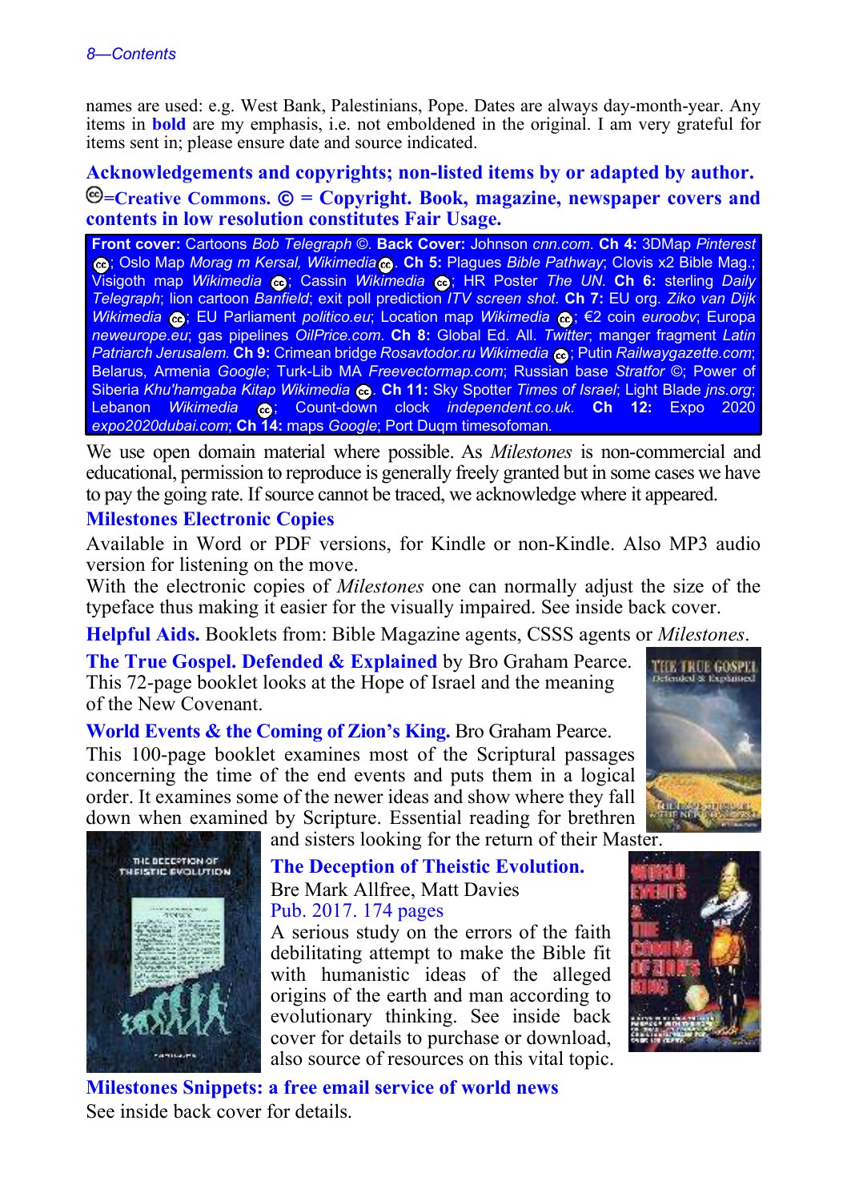names are used: e.g. West Bank, Palestinians, Pope. Dates are always day-month-year. Any items in **bold** are my emphasis, i.e. not emboldened in the original. I am very grateful for items sent in; please ensure date and source indicated.

## Acknowledgements and copyrights; non-listed items by or adapted by author. 🅭=Creative Commons. © = Copyright. Book, magazine, newspaper covers and contents in low resolution constitutes Fair Usage.

**Front cover:** Cartoons *Bob Telegraph* ©. **Back Cover:** Johnson *cnn.com*. **Ch 4:** 3DMap *Pinterest* 🅭; Oslo Map *Morag m Kersal, Wikimedia* 🅭. **Ch 5:** Plagues *Bible Pathway*; Clovis x2 Bible Mag.; Visigoth map *Wikimedia* 🅭; Cassin *Wikimedia* 🅭; HR Poster *The UN*. **Ch 6:** sterling *Daily Telegraph*; lion cartoon *Banfield*; exit poll prediction *ITV screen shot*. **Ch 7:** EU org. *Ziko van Dijk Wikimedia* 🅭; EU Parliament *politico.eu*; Location map *Wikimedia* 🅭; €2 coin *euroobv*; Europa *neweurope.eu*; gas pipelines *OilPrice.com*. **Ch 8:** Global Ed. All. *Twitter*; manger fragment *Latin Patriarch Jerusalem*. **Ch 9:** Crimean bridge *Rosavtodor.ru Wikimedia* 🅭; Putin *Railwaygazette.com*; Belarus, Armenia *Google*; Turk-Lib MA *Freevectormap.com*; Russian base *Stratfor* ©; Power of Siberia *Khu'hamgaba Kitap Wikimedia* 🅭. **Ch 11:** Sky Spotter *Times of Israel*; Light Blade *jns.org*; Lebanon *Wikimedia* 🅭; Count-down clock *independent.co.uk*. **Ch 12:** Expo 2020 *expo2020dubai.com*; **Ch 14:** maps *Google*; Port Duqm timesofoman.

We use open domain material where possible. As *Milestones* is non-commercial and educational, permission to reproduce is generally freely granted but in some cases we have to pay the going rate. If source cannot be traced, we acknowledge where it appeared.

## Milestones Electronic Copies

Available in Word or PDF versions, for Kindle or non-Kindle. Also MP3 audio version for listening on the move.

With the electronic copies of *Milestones* one can normally adjust the size of the typeface thus making it easier for the visually impaired. See inside back cover.

**Helpful Aids.** Booklets from: Bible Magazine agents, CSSS agents or *Milestones*.

**The True Gospel. Defended & Explained** by Bro Graham Pearce. This 72-page booklet looks at the Hope of Israel and the meaning of the New Covenant.

**World Events & the Coming of Zion's King.** Bro Graham Pearce. This 100-page booklet examines most of the Scriptural passages concerning the time of the end events and puts them in a logical order. It examines some of the newer ideas and show where they fall down when examined by Scripture. Essential reading for brethren and sisters looking for the return of their Master.

**The Deception of Theistic Evolution.**
Bre Mark Allfree, Matt Davies
Pub. 2017. 174 pages
A serious study on the errors of the faith debilitating attempt to make the Bible fit with humanistic ideas of the alleged origins of the earth and man according to evolutionary thinking. See inside back cover for details to purchase or download, also source of resources on this vital topic.

## Milestones Snippets: a free email service of world news

See inside back cover for details.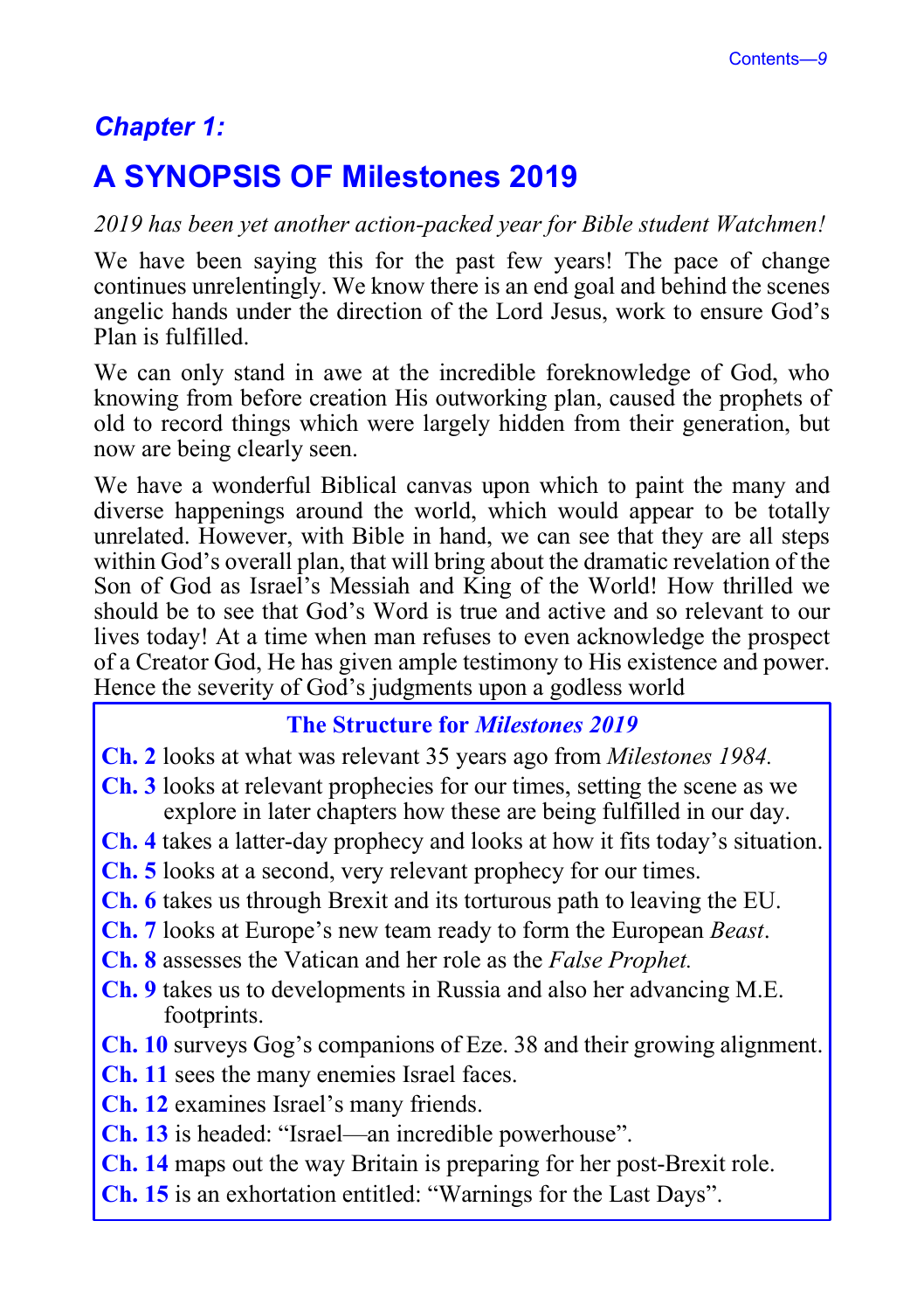## *Chapter 1:*

# A SYNOPSIS OF Milestones 2019

*2019 has been yet another action-packed year for Bible student Watchmen!*

We have been saying this for the past few years! The pace of change continues unrelentingly. We know there is an end goal and behind the scenes angelic hands under the direction of the Lord Jesus, work to ensure God's Plan is fulfilled.

We can only stand in awe at the incredible foreknowledge of God, who knowing from before creation His outworking plan, caused the prophets of old to record things which were largely hidden from their generation, but now are being clearly seen.

We have a wonderful Biblical canvas upon which to paint the many and diverse happenings around the world, which would appear to be totally unrelated. However, with Bible in hand, we can see that they are all steps within God's overall plan, that will bring about the dramatic revelation of the Son of God as Israel's Messiah and King of the World! How thrilled we should be to see that God's Word is true and active and so relevant to our lives today! At a time when man refuses to even acknowledge the prospect of a Creator God, He has given ample testimony to His existence and power. Hence the severity of God's judgments upon a godless world

**The Structure for *Milestones 2019***

- **Ch. 2** looks at what was relevant 35 years ago from *Milestones 1984.*
- **Ch. 3** looks at relevant prophecies for our times, setting the scene as we explore in later chapters how these are being fulfilled in our day.
- **Ch. 4** takes a latter-day prophecy and looks at how it fits today's situation.
- **Ch. 5** looks at a second, very relevant prophecy for our times.
- **Ch. 6** takes us through Brexit and its torturous path to leaving the EU.
- **Ch. 7** looks at Europe's new team ready to form the European *Beast*.
- **Ch. 8** assesses the Vatican and her role as the *False Prophet.*
- **Ch. 9** takes us to developments in Russia and also her advancing M.E. footprints.
- **Ch. 10** surveys Gog's companions of Eze. 38 and their growing alignment.
- **Ch. 11** sees the many enemies Israel faces.
- **Ch. 12** examines Israel's many friends.
- **Ch. 13** is headed: "Israel—an incredible powerhouse".
- **Ch. 14** maps out the way Britain is preparing for her post-Brexit role.
- **Ch. 15** is an exhortation entitled: "Warnings for the Last Days".